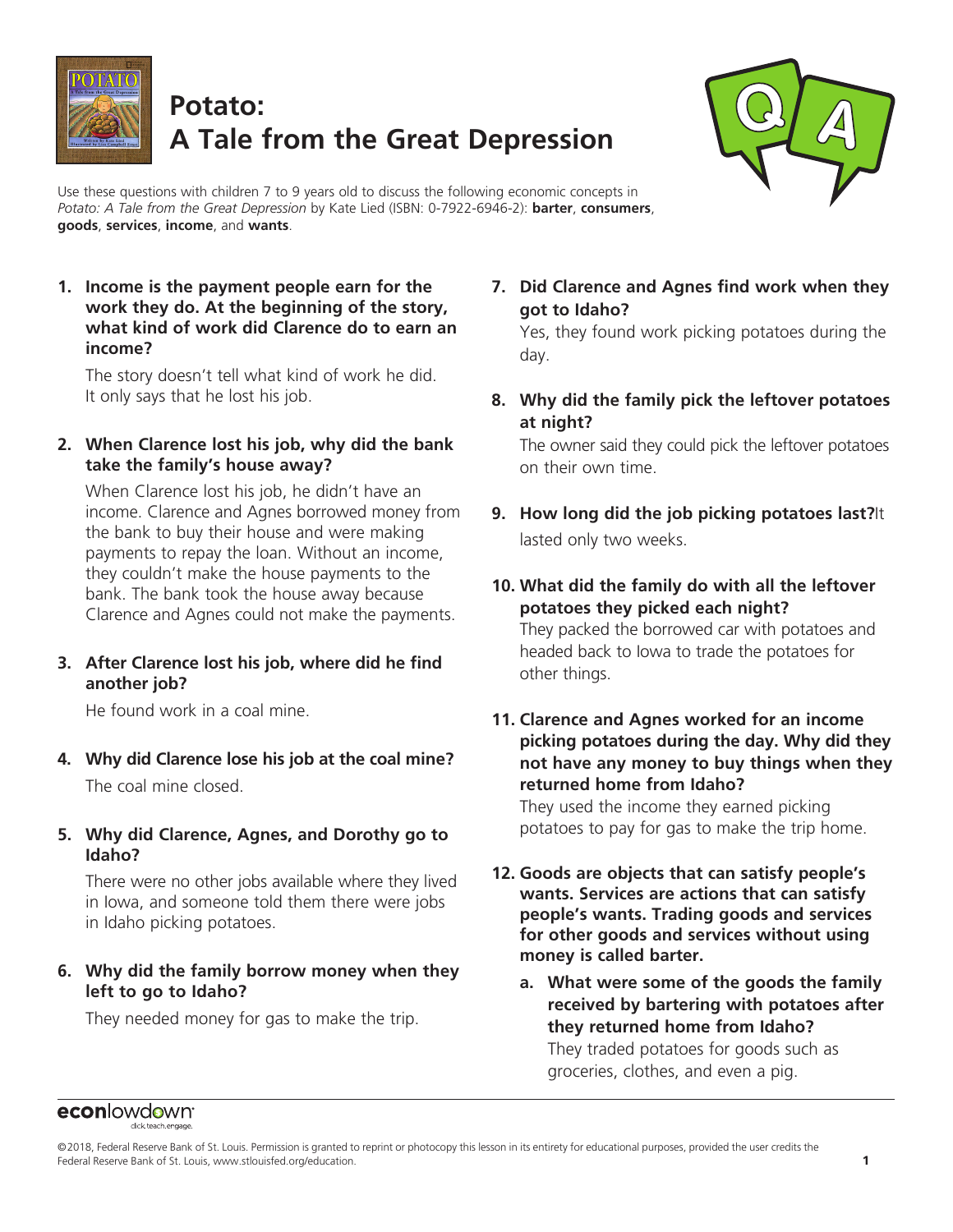# Potato: A Tale from the Great Depression

Use these questions with children 7 to 9 years old to discuss the following economic concepts in *Potato: A Tale from the Great Depression* by Kate Lied (ISBN: 0-7922-6946-2): **barter**, **consumers**, **goods**, **services**, **income**, and **wants**.

1. **Income is the payment people earn for the work they do. At the beginning of the story, what kind of work did Clarence do to earn an income?**

   The story doesn't tell what kind of work he did. It only says that he lost his job.

2. **When Clarence lost his job, why did the bank take the family's house away?**

   When Clarence lost his job, he didn't have an income. Clarence and Agnes borrowed money from the bank to buy their house and were making payments to repay the loan. Without an income, they couldn't make the house payments to the bank. The bank took the house away because Clarence and Agnes could not make the payments.

3. **After Clarence lost his job, where did he find another job?**

   He found work in a coal mine.

4. **Why did Clarence lose his job at the coal mine?**

   The coal mine closed.

5. **Why did Clarence, Agnes, and Dorothy go to Idaho?**

   There were no other jobs available where they lived in Iowa, and someone told them there were jobs in Idaho picking potatoes.

6. **Why did the family borrow money when they left to go to Idaho?**

   They needed money for gas to make the trip.

7. **Did Clarence and Agnes find work when they got to Idaho?**

   Yes, they found work picking potatoes during the day.

8. **Why did the family pick the leftover potatoes at night?**

   The owner said they could pick the leftover potatoes on their own time.

9. **How long did the job picking potatoes last?** It lasted only two weeks.

10. **What did the family do with all the leftover potatoes they picked each night?**

    They packed the borrowed car with potatoes and headed back to Iowa to trade the potatoes for other things.

11. **Clarence and Agnes worked for an income picking potatoes during the day. Why did they not have any money to buy things when they returned home from Idaho?**

    They used the income they earned picking potatoes to pay for gas to make the trip home.

12. **Goods are objects that can satisfy people's wants. Services are actions that can satisfy people's wants. Trading goods and services for other goods and services without using money is called barter.**

    a. **What were some of the goods the family received by bartering with potatoes after they returned home from Idaho?**

       They traded potatoes for goods such as groceries, clothes, and even a pig.

©2018, Federal Reserve Bank of St. Louis. Permission is granted to reprint or photocopy this lesson in its entirety for educational purposes, provided the user credits the Federal Reserve Bank of St. Louis, www.stlouisfed.org/education.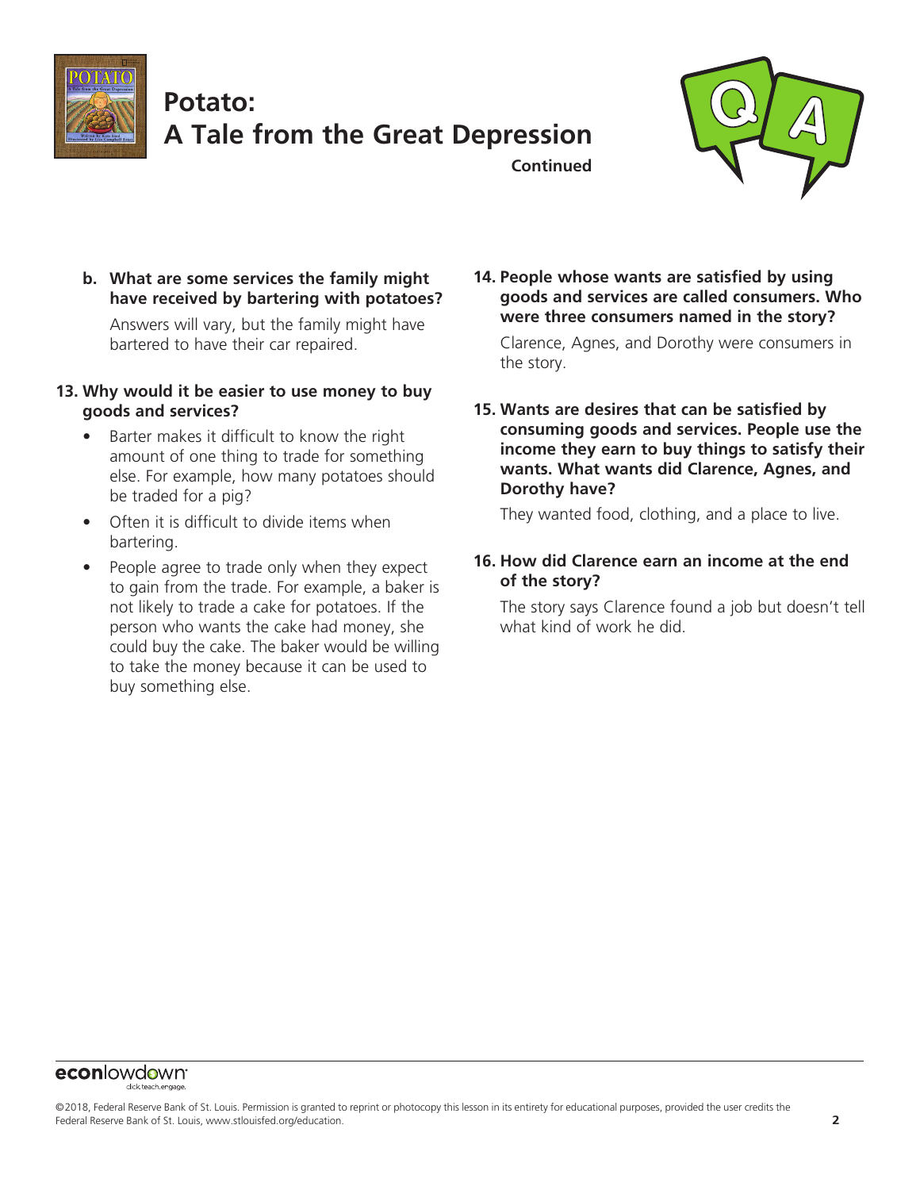# Potato: A Tale from the Great Depression

**Continued**

**b. What are some services the family might have received by bartering with potatoes?**

Answers will vary, but the family might have bartered to have their car repaired.

**13. Why would it be easier to use money to buy goods and services?**

- Barter makes it difficult to know the right amount of one thing to trade for something else. For example, how many potatoes should be traded for a pig?
- Often it is difficult to divide items when bartering.
- People agree to trade only when they expect to gain from the trade. For example, a baker is not likely to trade a cake for potatoes. If the person who wants the cake had money, she could buy the cake. The baker would be willing to take the money because it can be used to buy something else.

**14. People whose wants are satisfied by using goods and services are called consumers. Who were three consumers named in the story?**

Clarence, Agnes, and Dorothy were consumers in the story.

**15. Wants are desires that can be satisfied by consuming goods and services. People use the income they earn to buy things to satisfy their wants. What wants did Clarence, Agnes, and Dorothy have?**

They wanted food, clothing, and a place to live.

**16. How did Clarence earn an income at the end of the story?**

The story says Clarence found a job but doesn't tell what kind of work he did.

©2018, Federal Reserve Bank of St. Louis. Permission is granted to reprint or photocopy this lesson in its entirety for educational purposes, provided the user credits the Federal Reserve Bank of St. Louis, www.stlouisfed.org/education.